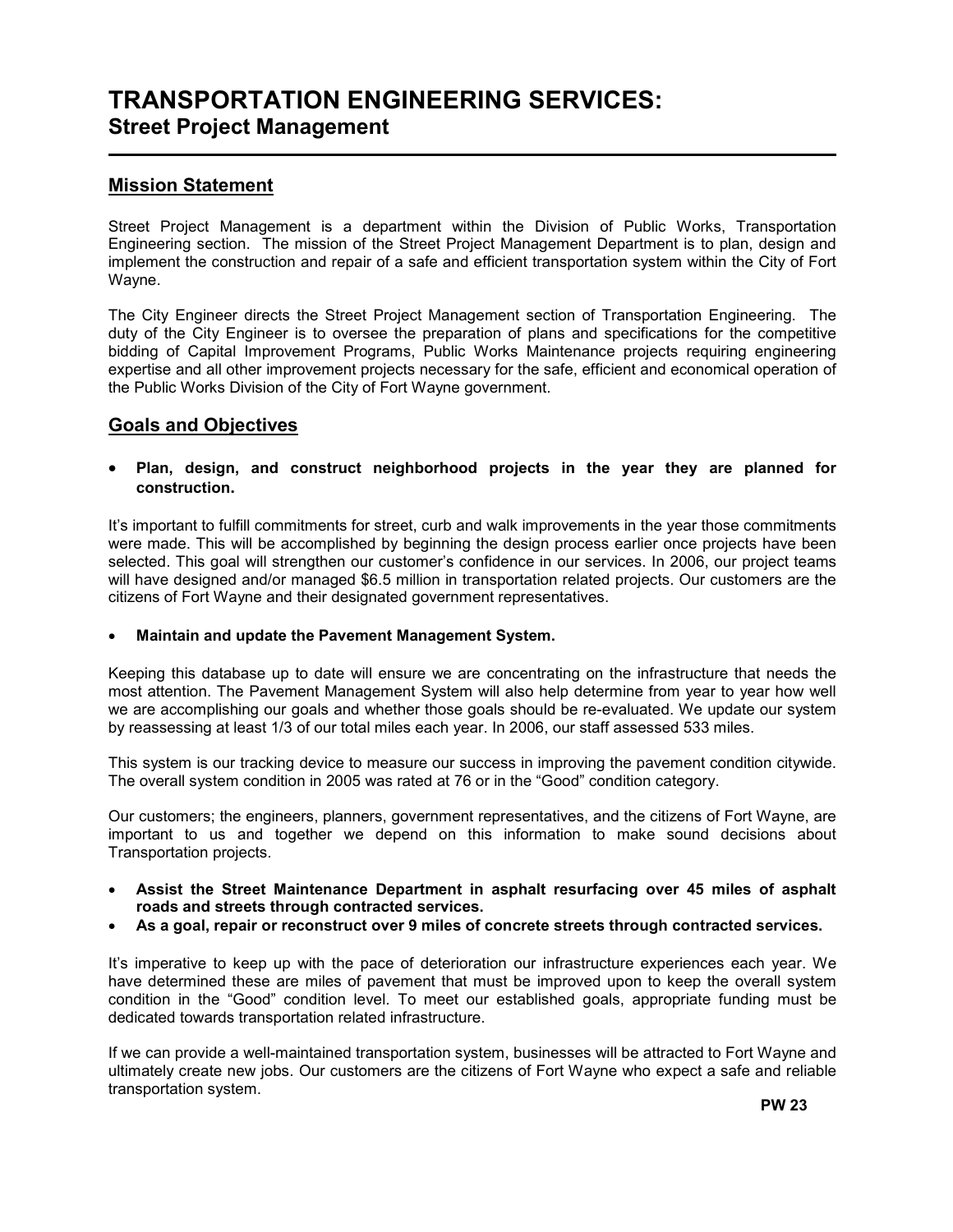# TRANSPORTATION ENGINEERING SERVICES:
## Street Project Management

## Mission Statement

Street Project Management is a department within the Division of Public Works, Transportation Engineering section. The mission of the Street Project Management Department is to plan, design and implement the construction and repair of a safe and efficient transportation system within the City of Fort Wayne.

The City Engineer directs the Street Project Management section of Transportation Engineering. The duty of the City Engineer is to oversee the preparation of plans and specifications for the competitive bidding of Capital Improvement Programs, Public Works Maintenance projects requiring engineering expertise and all other improvement projects necessary for the safe, efficient and economical operation of the Public Works Division of the City of Fort Wayne government.

## Goals and Objectives

- **Plan, design, and construct neighborhood projects in the year they are planned for construction.**

It's important to fulfill commitments for street, curb and walk improvements in the year those commitments were made. This will be accomplished by beginning the design process earlier once projects have been selected. This goal will strengthen our customer's confidence in our services. In 2006, our project teams will have designed and/or managed $6.5 million in transportation related projects. Our customers are the citizens of Fort Wayne and their designated government representatives.

- **Maintain and update the Pavement Management System.**

Keeping this database up to date will ensure we are concentrating on the infrastructure that needs the most attention. The Pavement Management System will also help determine from year to year how well we are accomplishing our goals and whether those goals should be re-evaluated. We update our system by reassessing at least 1/3 of our total miles each year. In 2006, our staff assessed 533 miles.

This system is our tracking device to measure our success in improving the pavement condition citywide. The overall system condition in 2005 was rated at 76 or in the "Good" condition category.

Our customers; the engineers, planners, government representatives, and the citizens of Fort Wayne, are important to us and together we depend on this information to make sound decisions about Transportation projects.

- **Assist the Street Maintenance Department in asphalt resurfacing over 45 miles of asphalt roads and streets through contracted services.**
- **As a goal, repair or reconstruct over 9 miles of concrete streets through contracted services.**

It's imperative to keep up with the pace of deterioration our infrastructure experiences each year. We have determined these are miles of pavement that must be improved upon to keep the overall system condition in the "Good" condition level. To meet our established goals, appropriate funding must be dedicated towards transportation related infrastructure.

If we can provide a well-maintained transportation system, businesses will be attracted to Fort Wayne and ultimately create new jobs. Our customers are the citizens of Fort Wayne who expect a safe and reliable transportation system.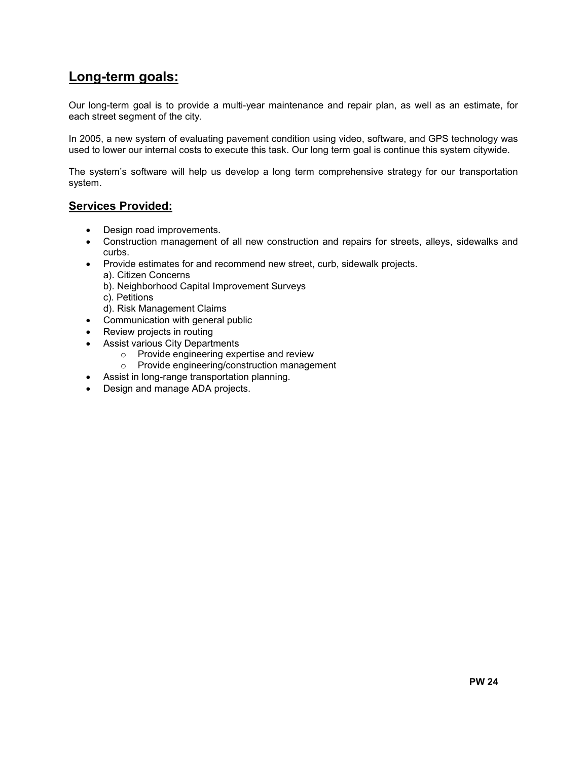## Long-term goals:

Our long-term goal is to provide a multi-year maintenance and repair plan, as well as an estimate, for each street segment of the city.

In 2005, a new system of evaluating pavement condition using video, software, and GPS technology was used to lower our internal costs to execute this task. Our long term goal is continue this system citywide.

The system's software will help us develop a long term comprehensive strategy for our transportation system.

## Services Provided:

- Design road improvements.
- Construction management of all new construction and repairs for streets, alleys, sidewalks and curbs.
- Provide estimates for and recommend new street, curb, sidewalk projects.
  a). Citizen Concerns
  b). Neighborhood Capital Improvement Surveys
  c). Petitions
  d). Risk Management Claims
- Communication with general public
- Review projects in routing
- Assist various City Departments
  - Provide engineering expertise and review
  - Provide engineering/construction management
- Assist in long-range transportation planning.
- Design and manage ADA projects.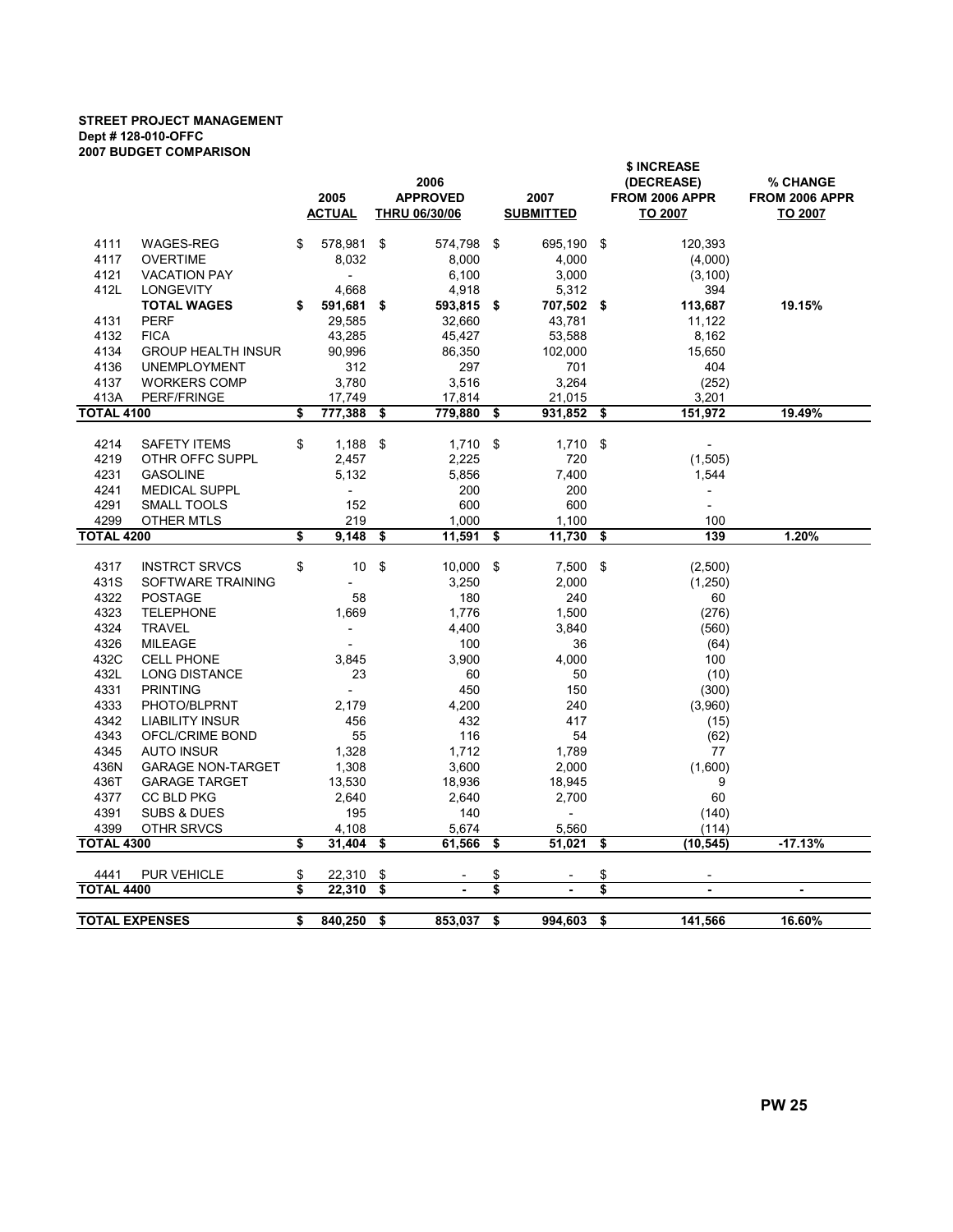**STREET PROJECT MANAGEMENT**
**Dept # 128-010-OFFC**
**2007 BUDGET COMPARISON**

| | | 2005 ACTUAL | 2006 APPROVED THRU 06/30/06 | 2007 SUBMITTED | $ INCREASE (DECREASE) FROM 2006 APPR TO 2007 | % CHANGE FROM 2006 APPR TO 2007 |
|---|---|---|---|---|---|---|
| 4111 | WAGES-REG | $ 578,981 | $ 574,798 | $ 695,190 | $ 120,393 | |
| 4117 | OVERTIME | 8,032 | 8,000 | 4,000 | (4,000) | |
| 4121 | VACATION PAY | - | 6,100 | 3,000 | (3,100) | |
| 412L | LONGEVITY | 4,668 | 4,918 | 5,312 | 394 | |
| | **TOTAL WAGES** | **$ 591,681** | **$ 593,815** | **$ 707,502** | **$ 113,687** | **19.15%** |
| 4131 | PERF | 29,585 | 32,660 | 43,781 | 11,122 | |
| 4132 | FICA | 43,285 | 45,427 | 53,588 | 8,162 | |
| 4134 | GROUP HEALTH INSUR | 90,996 | 86,350 | 102,000 | 15,650 | |
| 4136 | UNEMPLOYMENT | 312 | 297 | 701 | 404 | |
| 4137 | WORKERS COMP | 3,780 | 3,516 | 3,264 | (252) | |
| 413A | PERF/FRINGE | 17,749 | 17,814 | 21,015 | 3,201 | |
| **TOTAL 4100** | | **$ 777,388** | **$ 779,880** | **$ 931,852** | **$ 151,972** | **19.49%** |
| 4214 | SAFETY ITEMS | $ 1,188 | $ 1,710 | $ 1,710 | $ - | |
| 4219 | OTHR OFFC SUPPL | 2,457 | 2,225 | 720 | (1,505) | |
| 4231 | GASOLINE | 5,132 | 5,856 | 7,400 | 1,544 | |
| 4241 | MEDICAL SUPPL | - | 200 | 200 | - | |
| 4291 | SMALL TOOLS | 152 | 600 | 600 | - | |
| 4299 | OTHER MTLS | 219 | 1,000 | 1,100 | 100 | |
| **TOTAL 4200** | | **$ 9,148** | **$ 11,591** | **$ 11,730** | **$ 139** | **1.20%** |
| 4317 | INSTRCT SRVCS | $ 10 | $ 10,000 | $ 7,500 | $ (2,500) | |
| 431S | SOFTWARE TRAINING | - | 3,250 | 2,000 | (1,250) | |
| 4322 | POSTAGE | 58 | 180 | 240 | 60 | |
| 4323 | TELEPHONE | 1,669 | 1,776 | 1,500 | (276) | |
| 4324 | TRAVEL | - | 4,400 | 3,840 | (560) | |
| 4326 | MILEAGE | - | 100 | 36 | (64) | |
| 432C | CELL PHONE | 3,845 | 3,900 | 4,000 | 100 | |
| 432L | LONG DISTANCE | 23 | 60 | 50 | (10) | |
| 4331 | PRINTING | - | 450 | 150 | (300) | |
| 4333 | PHOTO/BLPRNT | 2,179 | 4,200 | 240 | (3,960) | |
| 4342 | LIABILITY INSUR | 456 | 432 | 417 | (15) | |
| 4343 | OFCL/CRIME BOND | 55 | 116 | 54 | (62) | |
| 4345 | AUTO INSUR | 1,328 | 1,712 | 1,789 | 77 | |
| 436N | GARAGE NON-TARGET | 1,308 | 3,600 | 2,000 | (1,600) | |
| 436T | GARAGE TARGET | 13,530 | 18,936 | 18,945 | 9 | |
| 4377 | CC BLD PKG | 2,640 | 2,640 | 2,700 | 60 | |
| 4391 | SUBS & DUES | 195 | 140 | - | (140) | |
| 4399 | OTHR SRVCS | 4,108 | 5,674 | 5,560 | (114) | |
| **TOTAL 4300** | | **$ 31,404** | **$ 61,566** | **$ 51,021** | **$ (10,545)** | **-17.13%** |
| 4441 | PUR VEHICLE | $ 22,310 | $ - | $ - | $ - | |
| **TOTAL 4400** | | **$ 22,310** | **$ -** | **$ -** | **$ -** | **-** |
| **TOTAL EXPENSES** | | **$ 840,250** | **$ 853,037** | **$ 994,603** | **$ 141,566** | **16.60%** |

**PW 25**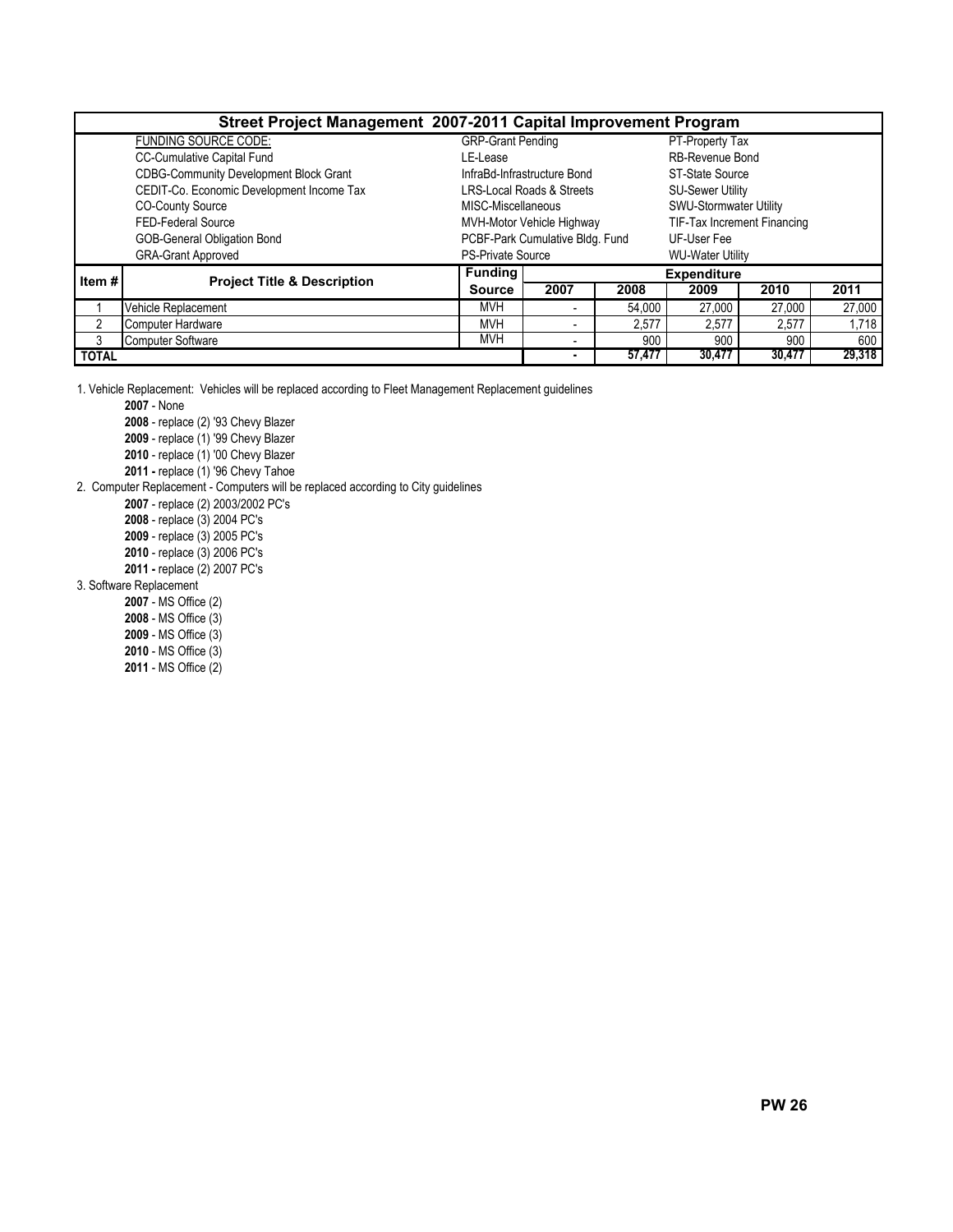## Street Project Management 2007-2011 Capital Improvement Program

| FUNDING SOURCE CODE: | | |
|---|---|---|
| CC-Cumulative Capital Fund | GRP-Grant Pending | PT-Property Tax |
| CDBG-Community Development Block Grant | LE-Lease | RB-Revenue Bond |
| CEDIT-Co. Economic Development Income Tax | InfraBd-Infrastructure Bond | ST-State Source |
| CO-County Source | LRS-Local Roads & Streets | SU-Sewer Utility |
| FED-Federal Source | MISC-Miscellaneous | SWU-Stormwater Utility |
| GOB-General Obligation Bond | MVH-Motor Vehicle Highway | TIF-Tax Increment Financing |
| GRA-Grant Approved | PCBF-Park Cumulative Bldg. Fund | UF-User Fee |
| | PS-Private Source | WU-Water Utility |

| Item # | Project Title & Description | Funding Source | Expenditure | | | | |
|---|---|---|---|---|---|---|---|
| | | | 2007 | 2008 | 2009 | 2010 | 2011 |
| 1 | Vehicle Replacement | MVH | - | 54,000 | 27,000 | 27,000 | 27,000 |
| 2 | Computer Hardware | MVH | - | 2,577 | 2,577 | 2,577 | 1,718 |
| 3 | Computer Software | MVH | - | 900 | 900 | 900 | 600 |
| TOTAL | | | - | 57,477 | 30,477 | 30,477 | 29,318 |

1. Vehicle Replacement: Vehicles will be replaced according to Fleet Management Replacement guidelines
   - **2007** - None
   - **2008** - replace (2) '93 Chevy Blazer
   - **2009** - replace (1) '99 Chevy Blazer
   - **2010** - replace (1) '00 Chevy Blazer
   - **2011 -** replace (1) '96 Chevy Tahoe
2. Computer Replacement - Computers will be replaced according to City guidelines
   - **2007** - replace (2) 2003/2002 PC's
   - **2008** - replace (3) 2004 PC's
   - **2009** - replace (3) 2005 PC's
   - **2010** - replace (3) 2006 PC's
   - **2011 -** replace (2) 2007 PC's
3. Software Replacement
   - **2007** - MS Office (2)
   - **2008** - MS Office (3)
   - **2009** - MS Office (3)
   - **2010** - MS Office (3)
   - **2011** - MS Office (2)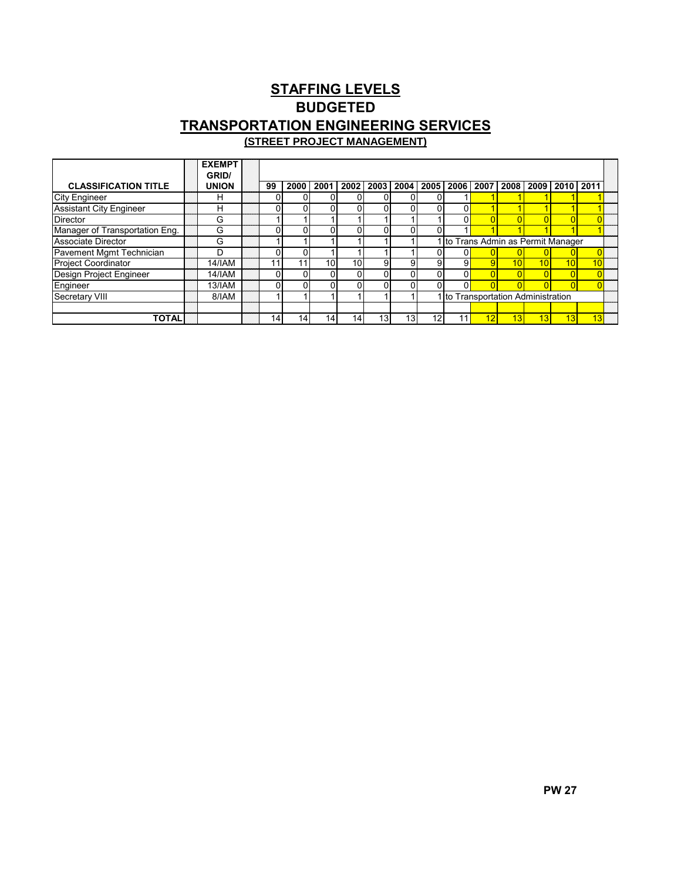# STAFFING LEVELS

## BUDGETED

## TRANSPORTATION ENGINEERING SERVICES

### (STREET PROJECT MANAGEMENT)

| CLASSIFICATION TITLE | EXEMPT GRID/ UNION | 99 | 2000 | 2001 | 2002 | 2003 | 2004 | 2005 | 2006 | 2007 | 2008 | 2009 | 2010 | 2011 |
|---|---|---|---|---|---|---|---|---|---|---|---|---|---|---|
| City Engineer | H | 0 | 0 | 0 | 0 | 0 | 0 | 0 | 1 | 1 | 1 | 1 | 1 | 1 |
| Assistant City Engineer | H | 0 | 0 | 0 | 0 | 0 | 0 | 0 | 0 | 1 | 1 | 1 | 1 | 1 |
| Director | G | 1 | 1 | 1 | 1 | 1 | 1 | 1 | 0 | 0 | 0 | 0 | 0 | 0 |
| Manager of Transportation Eng. | G | 0 | 0 | 0 | 0 | 0 | 0 | 0 | 1 | 1 | 1 | 1 | 1 | 1 |
| Associate Director | G | 1 | 1 | 1 | 1 | 1 | 1 | 1 | to Trans Admin as Permit Manager | | | | | |
| Pavement Mgmt Technician | D | 0 | 0 | 1 | 1 | 1 | 1 | 0 | 0 | 0 | 0 | 0 | 0 | 0 |
| Project Coordinator | 14/IAM | 11 | 11 | 10 | 10 | 9 | 9 | 9 | 9 | 9 | 10 | 10 | 10 | 10 |
| Design Project Engineer | 14/IAM | 0 | 0 | 0 | 0 | 0 | 0 | 0 | 0 | 0 | 0 | 0 | 0 | 0 |
| Engineer | 13/IAM | 0 | 0 | 0 | 0 | 0 | 0 | 0 | 0 | 0 | 0 | 0 | 0 | 0 |
| Secretary VIII | 8/IAM | 1 | 1 | 1 | 1 | 1 | 1 | 1 | to Transportation Administration | | | | | |
| | | | | | | | | | | | | | | |
| **TOTAL** | | 14 | 14 | 14 | 14 | 13 | 13 | 12 | 11 | 12 | 13 | 13 | 13 | 13 |